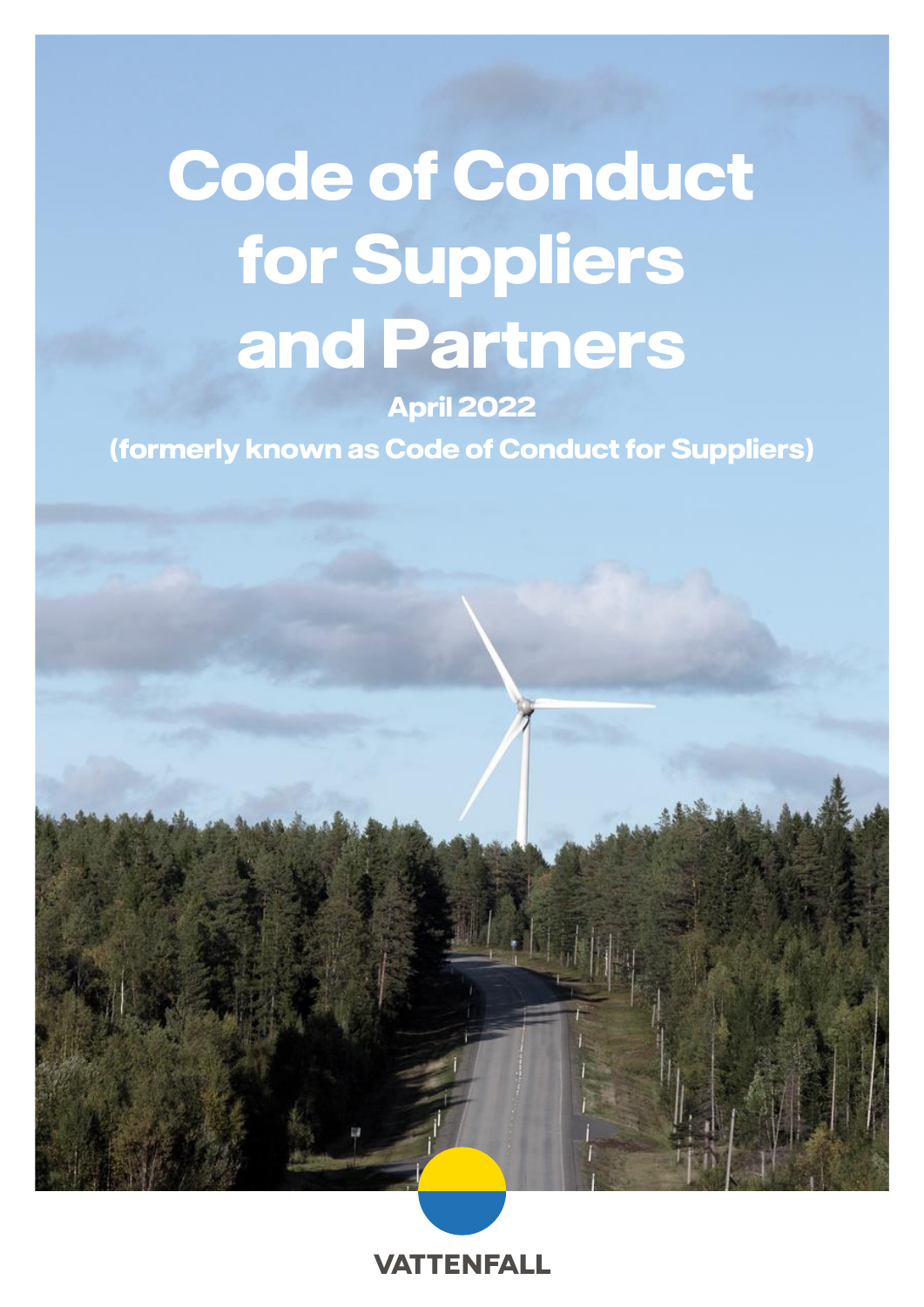# Code of Conduct for Suppliers and Partners

**April 2022**

**(formerly known as Code of Conduct for Suppliers)**

VATTENFALL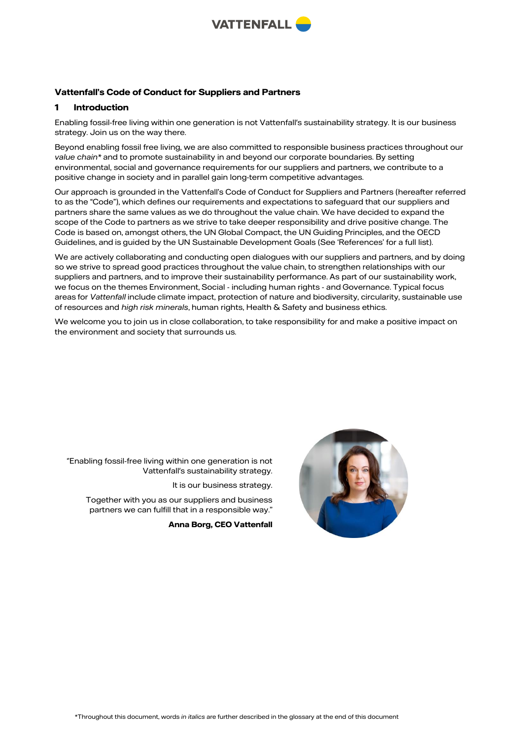# Vattenfall's Code of Conduct for Suppliers and Partners

## 1 Introduction

Enabling fossil-free living within one generation is not Vattenfall's sustainability strategy. It is our business strategy. Join us on the way there.

Beyond enabling fossil free living, we are also committed to responsible business practices throughout our *value chain*\* and to promote sustainability in and beyond our corporate boundaries. By setting environmental, social and governance requirements for our suppliers and partners, we contribute to a positive change in society and in parallel gain long-term competitive advantages.

Our approach is grounded in the Vattenfall's Code of Conduct for Suppliers and Partners (hereafter referred to as the "Code"), which defines our requirements and expectations to safeguard that our suppliers and partners share the same values as we do throughout the value chain. We have decided to expand the scope of the Code to partners as we strive to take deeper responsibility and drive positive change. The Code is based on, amongst others, the UN Global Compact, the UN Guiding Principles, and the OECD Guidelines, and is guided by the UN Sustainable Development Goals (See 'References' for a full list).

We are actively collaborating and conducting open dialogues with our suppliers and partners, and by doing so we strive to spread good practices throughout the value chain, to strengthen relationships with our suppliers and partners, and to improve their sustainability performance. As part of our sustainability work, we focus on the themes Environment, Social - including human rights - and Governance. Typical focus areas for *Vattenfall* include climate impact, protection of nature and biodiversity, circularity, sustainable use of resources and *high risk minerals*, human rights, Health & Safety and business ethics.

We welcome you to join us in close collaboration, to take responsibility for and make a positive impact on the environment and society that surrounds us.

"Enabling fossil-free living within one generation is not Vattenfall's sustainability strategy.

It is our business strategy.

Together with you as our suppliers and business partners we can fulfill that in a responsible way."

**Anna Borg, CEO Vattenfall**

\*Throughout this document, words *in italics* are further described in the glossary at the end of this document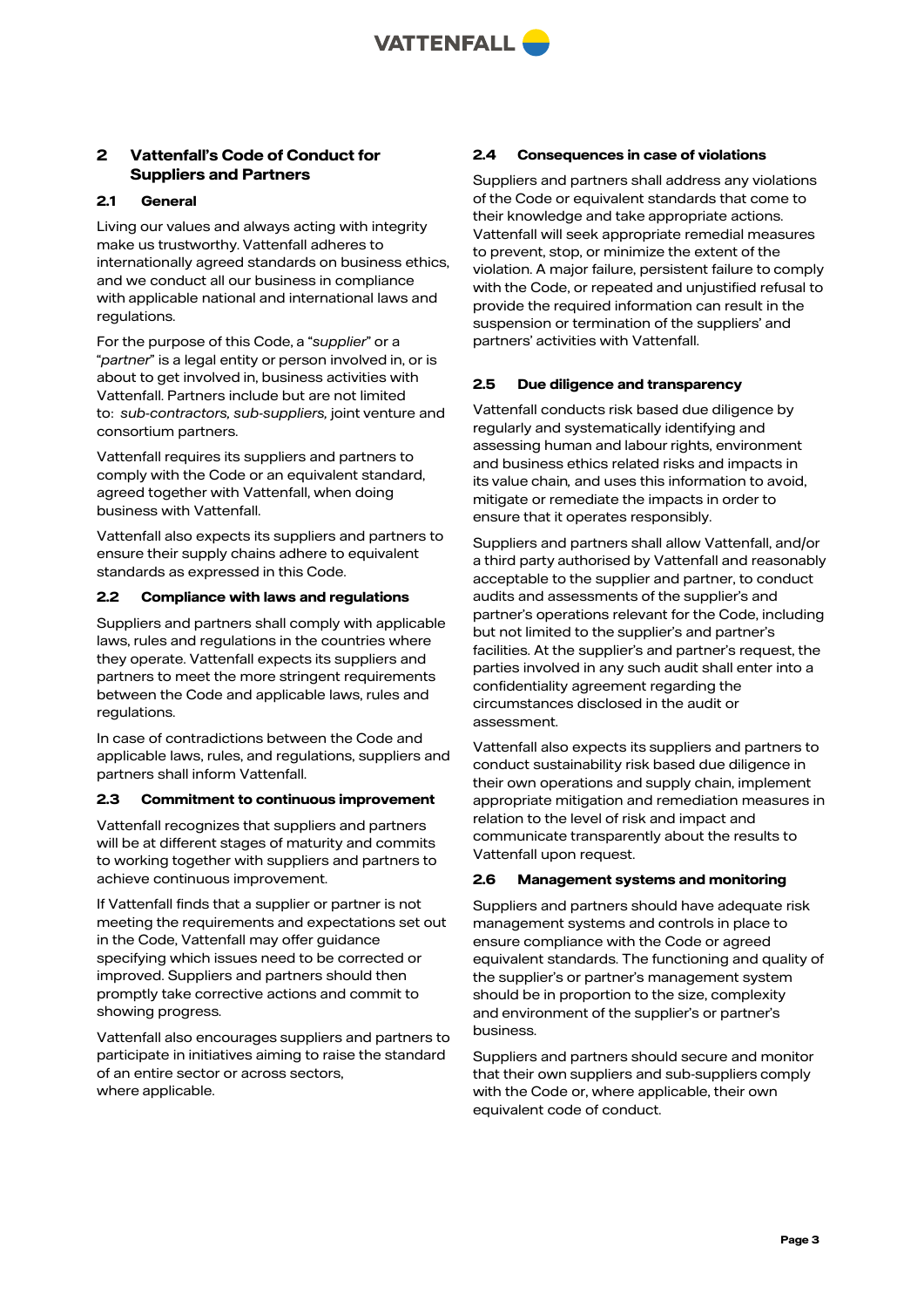## 2 Vattenfall's Code of Conduct for Suppliers and Partners

### 2.1 General

Living our values and always acting with integrity make us trustworthy. Vattenfall adheres to internationally agreed standards on business ethics, and we conduct all our business in compliance with applicable national and international laws and regulations.

For the purpose of this Code, a "*supplier*" or a "*partner*" is a legal entity or person involved in, or is about to get involved in, business activities with Vattenfall. Partners include but are not limited to: *sub-contractors, sub-suppliers,* joint venture and consortium partners.

Vattenfall requires its suppliers and partners to comply with the Code or an equivalent standard, agreed together with Vattenfall, when doing business with Vattenfall.

Vattenfall also expects its suppliers and partners to ensure their supply chains adhere to equivalent standards as expressed in this Code.

### 2.2 Compliance with laws and regulations

Suppliers and partners shall comply with applicable laws, rules and regulations in the countries where they operate. Vattenfall expects its suppliers and partners to meet the more stringent requirements between the Code and applicable laws, rules and regulations.

In case of contradictions between the Code and applicable laws, rules, and regulations, suppliers and partners shall inform Vattenfall.

### 2.3 Commitment to continuous improvement

Vattenfall recognizes that suppliers and partners will be at different stages of maturity and commits to working together with suppliers and partners to achieve continuous improvement.

If Vattenfall finds that a supplier or partner is not meeting the requirements and expectations set out in the Code, Vattenfall may offer guidance specifying which issues need to be corrected or improved. Suppliers and partners should then promptly take corrective actions and commit to showing progress.

Vattenfall also encourages suppliers and partners to participate in initiatives aiming to raise the standard of an entire sector or across sectors, where applicable.

### 2.4 Consequences in case of violations

Suppliers and partners shall address any violations of the Code or equivalent standards that come to their knowledge and take appropriate actions. Vattenfall will seek appropriate remedial measures to prevent, stop, or minimize the extent of the violation. A major failure, persistent failure to comply with the Code, or repeated and unjustified refusal to provide the required information can result in the suspension or termination of the suppliers' and partners' activities with Vattenfall.

### 2.5 Due diligence and transparency

Vattenfall conducts risk based due diligence by regularly and systematically identifying and assessing human and labour rights, environment and business ethics related risks and impacts in its value chain, and uses this information to avoid, mitigate or remediate the impacts in order to ensure that it operates responsibly.

Suppliers and partners shall allow Vattenfall, and/or a third party authorised by Vattenfall and reasonably acceptable to the supplier and partner, to conduct audits and assessments of the supplier's and partner's operations relevant for the Code, including but not limited to the supplier's and partner's facilities. At the supplier's and partner's request, the parties involved in any such audit shall enter into a confidentiality agreement regarding the circumstances disclosed in the audit or assessment.

Vattenfall also expects its suppliers and partners to conduct sustainability risk based due diligence in their own operations and supply chain, implement appropriate mitigation and remediation measures in relation to the level of risk and impact and communicate transparently about the results to Vattenfall upon request.

### 2.6 Management systems and monitoring

Suppliers and partners should have adequate risk management systems and controls in place to ensure compliance with the Code or agreed equivalent standards. The functioning and quality of the supplier's or partner's management system should be in proportion to the size, complexity and environment of the supplier's or partner's business.

Suppliers and partners should secure and monitor that their own suppliers and sub-suppliers comply with the Code or, where applicable, their own equivalent code of conduct.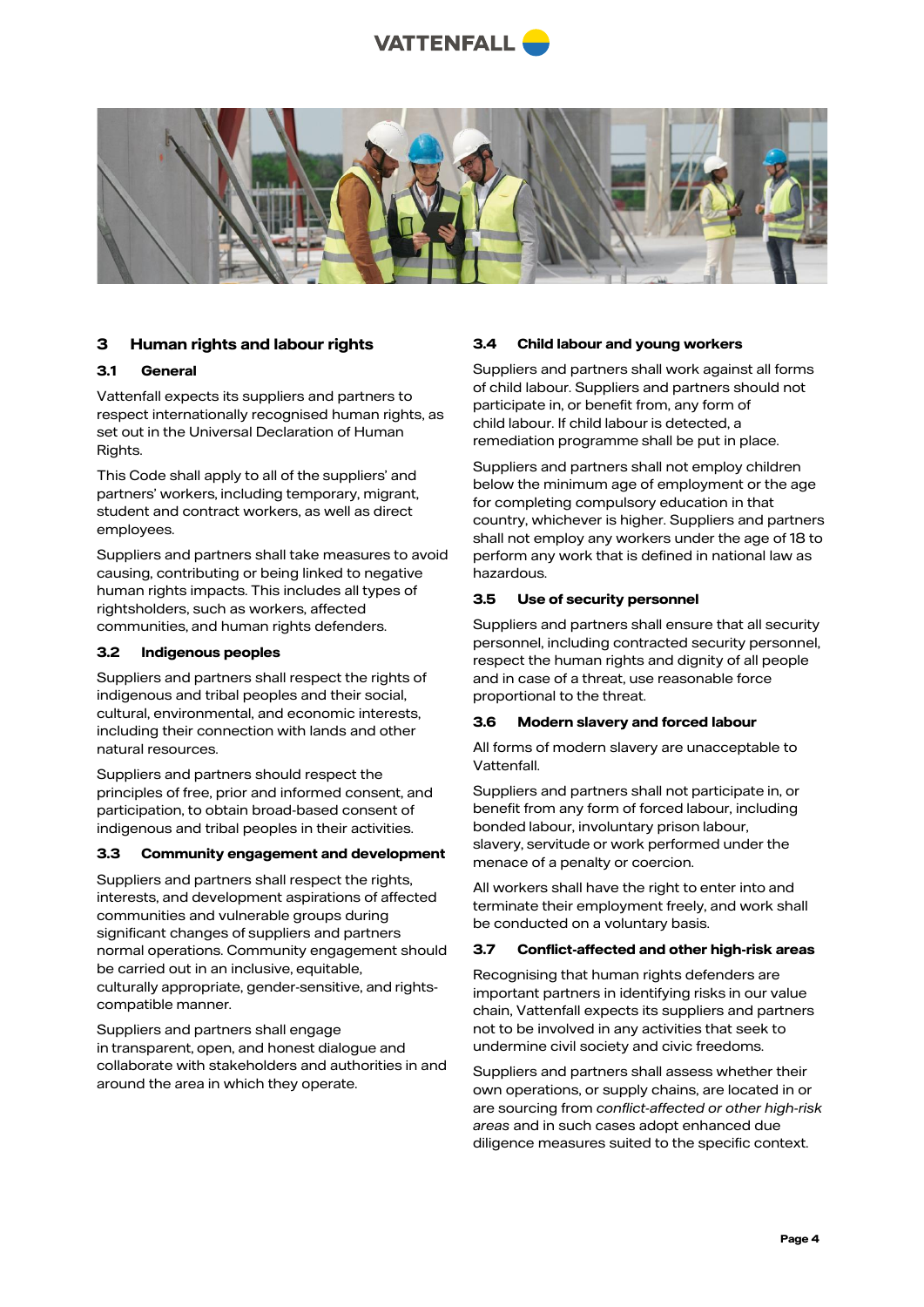## 3 Human rights and labour rights

### 3.1 General

Vattenfall expects its suppliers and partners to respect internationally recognised human rights, as set out in the Universal Declaration of Human Rights.

This Code shall apply to all of the suppliers' and partners' workers, including temporary, migrant, student and contract workers, as well as direct employees.

Suppliers and partners shall take measures to avoid causing, contributing or being linked to negative human rights impacts. This includes all types of rightsholders, such as workers, affected communities, and human rights defenders.

### 3.2 Indigenous peoples

Suppliers and partners shall respect the rights of indigenous and tribal peoples and their social, cultural, environmental, and economic interests, including their connection with lands and other natural resources.

Suppliers and partners should respect the principles of free, prior and informed consent, and participation, to obtain broad-based consent of indigenous and tribal peoples in their activities.

### 3.3 Community engagement and development

Suppliers and partners shall respect the rights, interests, and development aspirations of affected communities and vulnerable groups during significant changes of suppliers and partners normal operations. Community engagement should be carried out in an inclusive, equitable, culturally appropriate, gender-sensitive, and rights-compatible manner.

Suppliers and partners shall engage in transparent, open, and honest dialogue and collaborate with stakeholders and authorities in and around the area in which they operate.

### 3.4 Child labour and young workers

Suppliers and partners shall work against all forms of child labour. Suppliers and partners should not participate in, or benefit from, any form of child labour. If child labour is detected, a remediation programme shall be put in place.

Suppliers and partners shall not employ children below the minimum age of employment or the age for completing compulsory education in that country, whichever is higher. Suppliers and partners shall not employ any workers under the age of 18 to perform any work that is defined in national law as hazardous.

### 3.5 Use of security personnel

Suppliers and partners shall ensure that all security personnel, including contracted security personnel, respect the human rights and dignity of all people and in case of a threat, use reasonable force proportional to the threat.

### 3.6 Modern slavery and forced labour

All forms of modern slavery are unacceptable to Vattenfall.

Suppliers and partners shall not participate in, or benefit from any form of forced labour, including bonded labour, involuntary prison labour, slavery, servitude or work performed under the menace of a penalty or coercion.

All workers shall have the right to enter into and terminate their employment freely, and work shall be conducted on a voluntary basis.

### 3.7 Conflict-affected and other high-risk areas

Recognising that human rights defenders are important partners in identifying risks in our value chain, Vattenfall expects its suppliers and partners not to be involved in any activities that seek to undermine civil society and civic freedoms.

Suppliers and partners shall assess whether their own operations, or supply chains, are located in or are sourcing from *conflict-affected or other high-risk areas* and in such cases adopt enhanced due diligence measures suited to the specific context.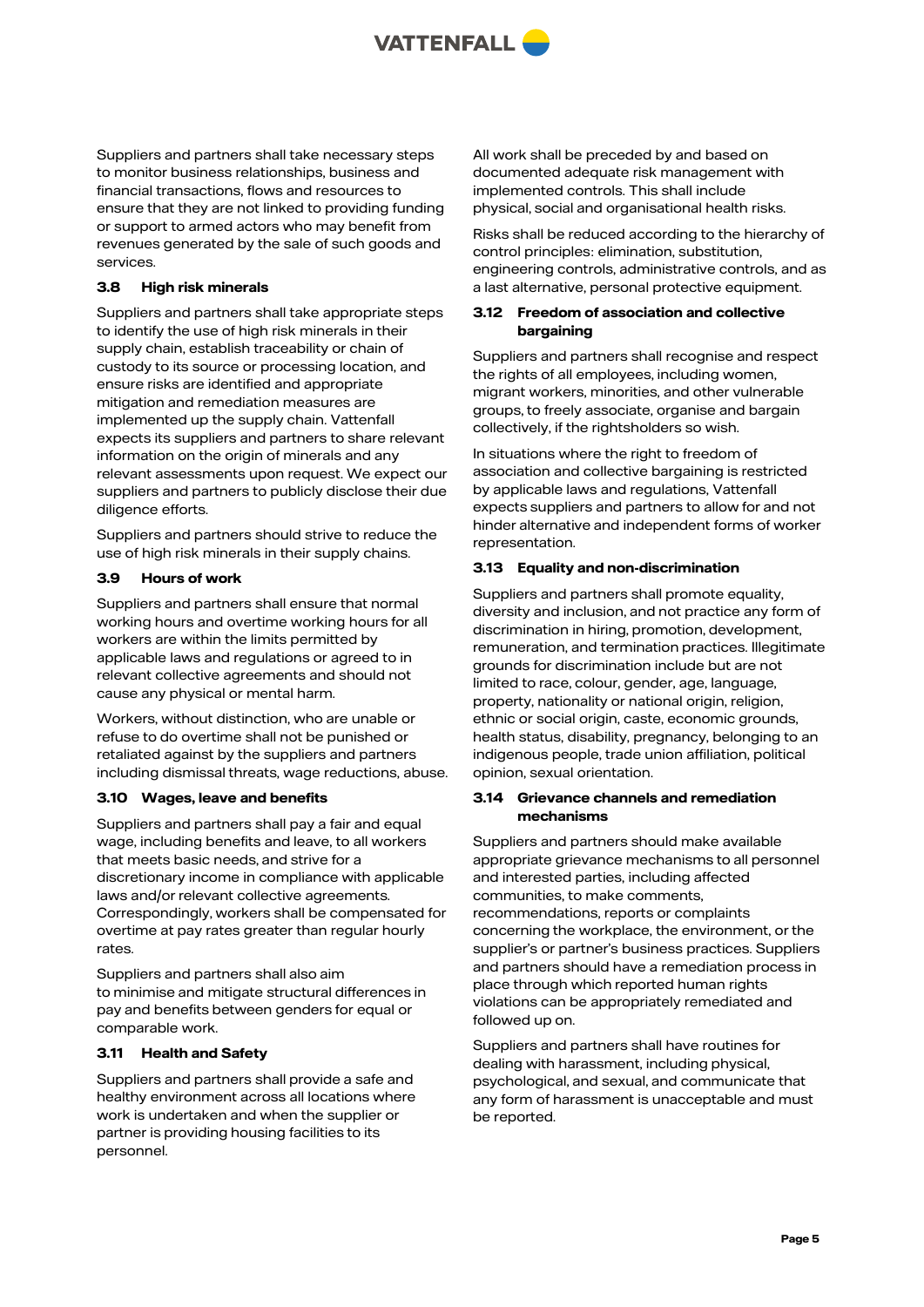Suppliers and partners shall take necessary steps to monitor business relationships, business and financial transactions, flows and resources to ensure that they are not linked to providing funding or support to armed actors who may benefit from revenues generated by the sale of such goods and services.

### 3.8 High risk minerals

Suppliers and partners shall take appropriate steps to identify the use of high risk minerals in their supply chain, establish traceability or chain of custody to its source or processing location, and ensure risks are identified and appropriate mitigation and remediation measures are implemented up the supply chain. Vattenfall expects its suppliers and partners to share relevant information on the origin of minerals and any relevant assessments upon request. We expect our suppliers and partners to publicly disclose their due diligence efforts.

Suppliers and partners should strive to reduce the use of high risk minerals in their supply chains.

### 3.9 Hours of work

Suppliers and partners shall ensure that normal working hours and overtime working hours for all workers are within the limits permitted by applicable laws and regulations or agreed to in relevant collective agreements and should not cause any physical or mental harm.

Workers, without distinction, who are unable or refuse to do overtime shall not be punished or retaliated against by the suppliers and partners including dismissal threats, wage reductions, abuse.

### 3.10 Wages, leave and benefits

Suppliers and partners shall pay a fair and equal wage, including benefits and leave, to all workers that meets basic needs, and strive for a discretionary income in compliance with applicable laws and/or relevant collective agreements. Correspondingly, workers shall be compensated for overtime at pay rates greater than regular hourly rates.

Suppliers and partners shall also aim to minimise and mitigate structural differences in pay and benefits between genders for equal or comparable work.

### 3.11 Health and Safety

Suppliers and partners shall provide a safe and healthy environment across all locations where work is undertaken and when the supplier or partner is providing housing facilities to its personnel.

All work shall be preceded by and based on documented adequate risk management with implemented controls. This shall include physical, social and organisational health risks.

Risks shall be reduced according to the hierarchy of control principles: elimination, substitution, engineering controls, administrative controls, and as a last alternative, personal protective equipment.

### 3.12 Freedom of association and collective bargaining

Suppliers and partners shall recognise and respect the rights of all employees, including women, migrant workers, minorities, and other vulnerable groups, to freely associate, organise and bargain collectively, if the rightsholders so wish.

In situations where the right to freedom of association and collective bargaining is restricted by applicable laws and regulations, Vattenfall expects suppliers and partners to allow for and not hinder alternative and independent forms of worker representation.

### 3.13 Equality and non-discrimination

Suppliers and partners shall promote equality, diversity and inclusion, and not practice any form of discrimination in hiring, promotion, development, remuneration, and termination practices. Illegitimate grounds for discrimination include but are not limited to race, colour, gender, age, language, property, nationality or national origin, religion, ethnic or social origin, caste, economic grounds, health status, disability, pregnancy, belonging to an indigenous people, trade union affiliation, political opinion, sexual orientation.

### 3.14 Grievance channels and remediation mechanisms

Suppliers and partners should make available appropriate grievance mechanisms to all personnel and interested parties, including affected communities, to make comments, recommendations, reports or complaints concerning the workplace, the environment, or the supplier's or partner's business practices. Suppliers and partners should have a remediation process in place through which reported human rights violations can be appropriately remediated and followed up on.

Suppliers and partners shall have routines for dealing with harassment, including physical, psychological, and sexual, and communicate that any form of harassment is unacceptable and must be reported.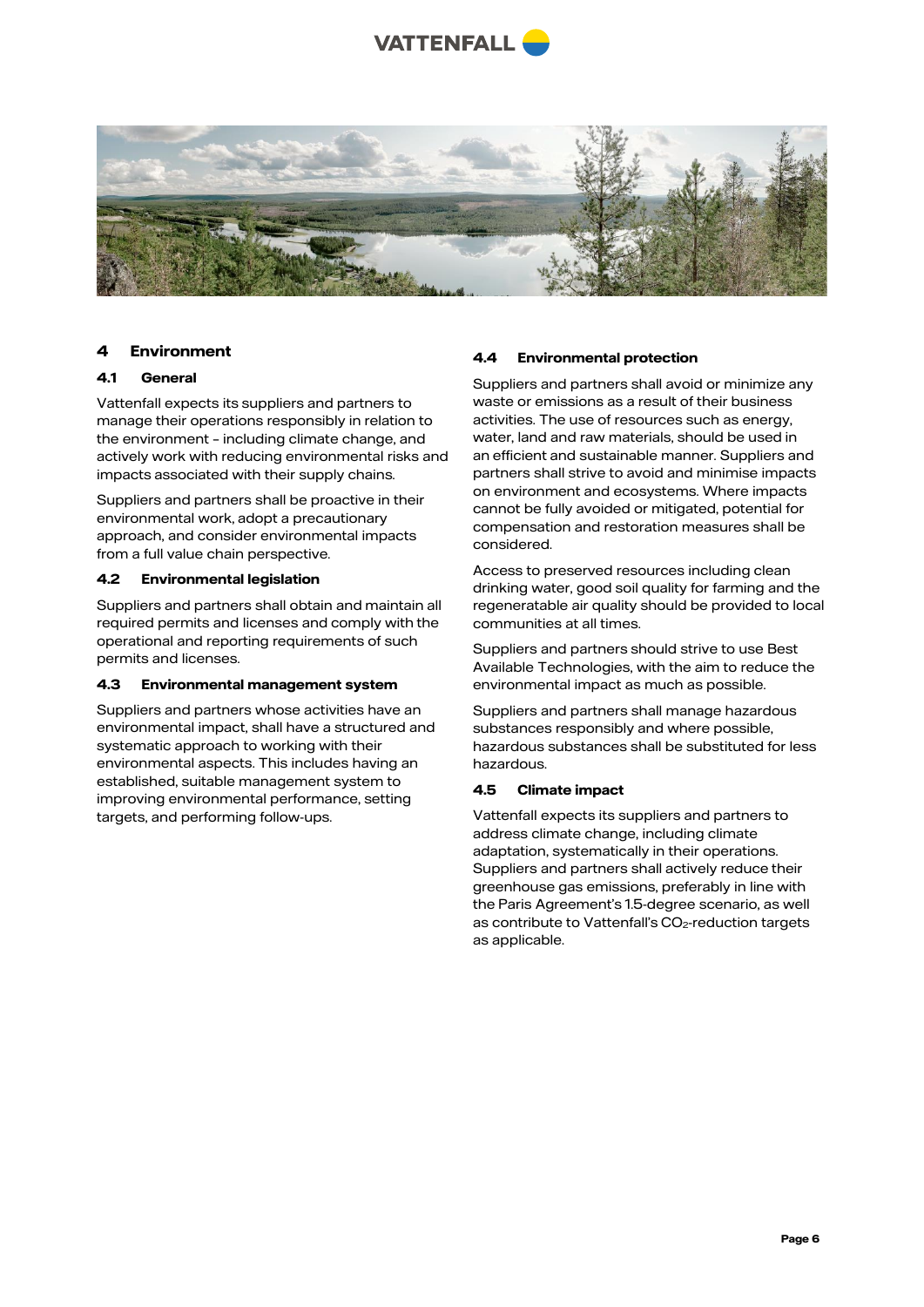# 4 Environment

## 4.1 General

Vattenfall expects its suppliers and partners to manage their operations responsibly in relation to the environment – including climate change, and actively work with reducing environmental risks and impacts associated with their supply chains.

Suppliers and partners shall be proactive in their environmental work, adopt a precautionary approach, and consider environmental impacts from a full value chain perspective.

## 4.2 Environmental legislation

Suppliers and partners shall obtain and maintain all required permits and licenses and comply with the operational and reporting requirements of such permits and licenses.

## 4.3 Environmental management system

Suppliers and partners whose activities have an environmental impact, shall have a structured and systematic approach to working with their environmental aspects. This includes having an established, suitable management system to improving environmental performance, setting targets, and performing follow-ups.

## 4.4 Environmental protection

Suppliers and partners shall avoid or minimize any waste or emissions as a result of their business activities. The use of resources such as energy, water, land and raw materials, should be used in an efficient and sustainable manner. Suppliers and partners shall strive to avoid and minimise impacts on environment and ecosystems. Where impacts cannot be fully avoided or mitigated, potential for compensation and restoration measures shall be considered.

Access to preserved resources including clean drinking water, good soil quality for farming and the regeneratable air quality should be provided to local communities at all times.

Suppliers and partners should strive to use Best Available Technologies, with the aim to reduce the environmental impact as much as possible.

Suppliers and partners shall manage hazardous substances responsibly and where possible, hazardous substances shall be substituted for less hazardous.

## 4.5 Climate impact

Vattenfall expects its suppliers and partners to address climate change, including climate adaptation, systematically in their operations. Suppliers and partners shall actively reduce their greenhouse gas emissions, preferably in line with the Paris Agreement's 1.5-degree scenario, as well as contribute to Vattenfall's $CO_2$-reduction targets as applicable.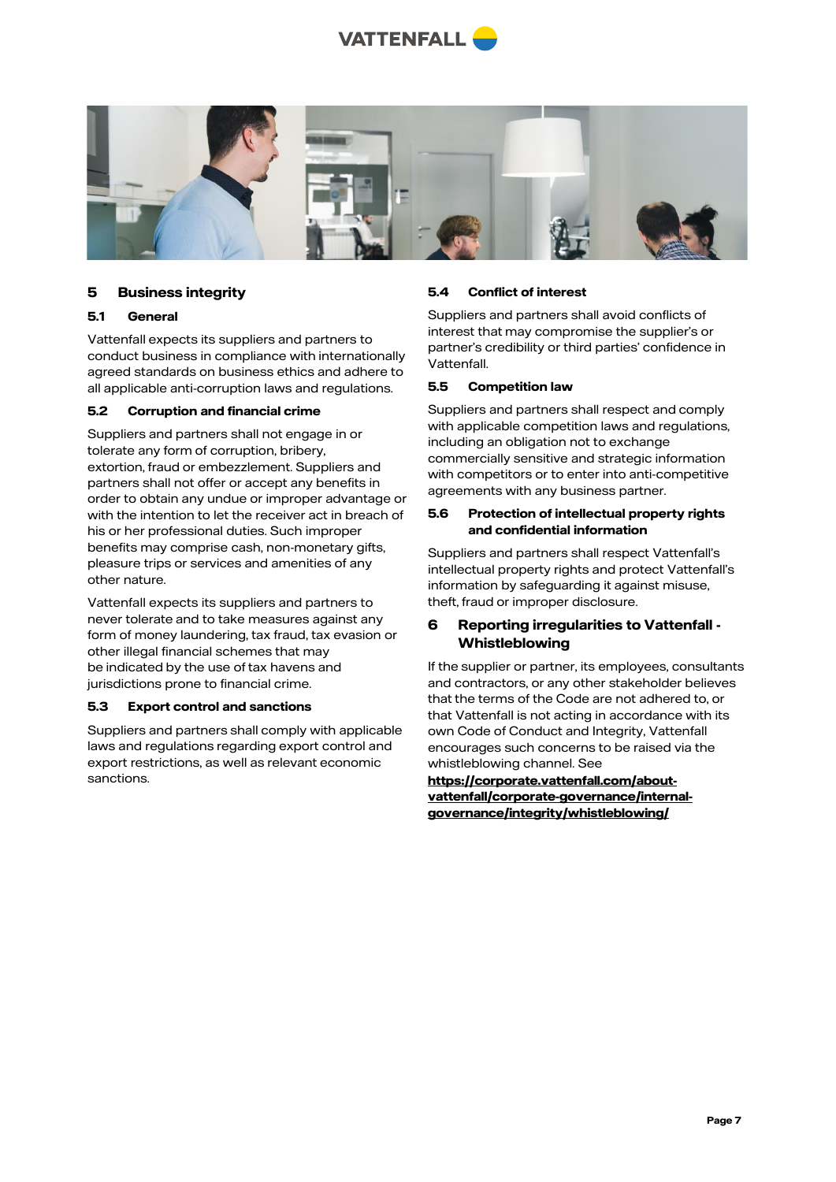## 5 Business integrity

### 5.1 General

Vattenfall expects its suppliers and partners to conduct business in compliance with internationally agreed standards on business ethics and adhere to all applicable anti-corruption laws and regulations.

### 5.2 Corruption and financial crime

Suppliers and partners shall not engage in or tolerate any form of corruption, bribery, extortion, fraud or embezzlement. Suppliers and partners shall not offer or accept any benefits in order to obtain any undue or improper advantage or with the intention to let the receiver act in breach of his or her professional duties. Such improper benefits may comprise cash, non-monetary gifts, pleasure trips or services and amenities of any other nature.

Vattenfall expects its suppliers and partners to never tolerate and to take measures against any form of money laundering, tax fraud, tax evasion or other illegal financial schemes that may be indicated by the use of tax havens and jurisdictions prone to financial crime.

### 5.3 Export control and sanctions

Suppliers and partners shall comply with applicable laws and regulations regarding export control and export restrictions, as well as relevant economic sanctions.

### 5.4 Conflict of interest

Suppliers and partners shall avoid conflicts of interest that may compromise the supplier's or partner's credibility or third parties' confidence in Vattenfall.

### 5.5 Competition law

Suppliers and partners shall respect and comply with applicable competition laws and regulations, including an obligation not to exchange commercially sensitive and strategic information with competitors or to enter into anti-competitive agreements with any business partner.

### 5.6 Protection of intellectual property rights and confidential information

Suppliers and partners shall respect Vattenfall's intellectual property rights and protect Vattenfall's information by safeguarding it against misuse, theft, fraud or improper disclosure.

## 6 Reporting irregularities to Vattenfall - Whistleblowing

If the supplier or partner, its employees, consultants and contractors, or any other stakeholder believes that the terms of the Code are not adhered to, or that Vattenfall is not acting in accordance with its own Code of Conduct and Integrity, Vattenfall encourages such concerns to be raised via the whistleblowing channel. See **https://corporate.vattenfall.com/about-vattenfall/corporate-governance/internal-governance/integrity/whistleblowing/**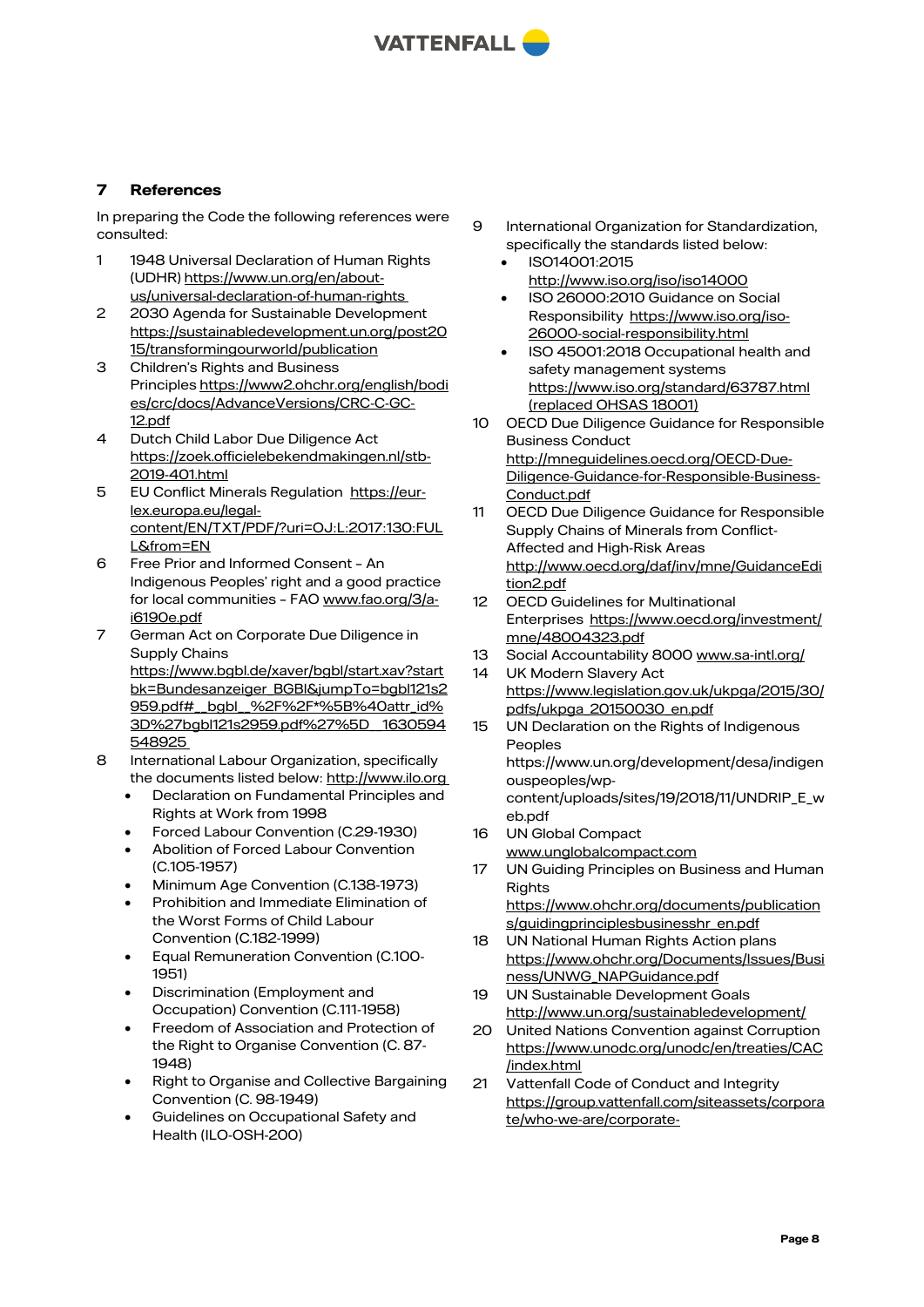## 7 References

In preparing the Code the following references were consulted:

1. 1948 Universal Declaration of Human Rights (UDHR) https://www.un.org/en/about-us/universal-declaration-of-human-rights
2. 2030 Agenda for Sustainable Development https://sustainabledevelopment.un.org/post2015/transformingourworld/publication
3. Children's Rights and Business Principles https://www2.ohchr.org/english/bodies/crc/docs/AdvanceVersions/CRC-C-GC-12.pdf
4. Dutch Child Labor Due Diligence Act https://zoek.officielebekendmakingen.nl/stb-2019-401.html
5. EU Conflict Minerals Regulation https://eur-lex.europa.eu/legal-content/EN/TXT/PDF/?uri=OJ:L:2017:130:FULL&from=EN
6. Free Prior and Informed Consent – An Indigenous Peoples' right and a good practice for local communities – FAO www.fao.org/3/a-i6190e.pdf
7. German Act on Corporate Due Diligence in Supply Chains https://www.bgbl.de/xaver/bgbl/start.xav?startbk=Bundesanzeiger_BGBl&jumpTo=bgbl121s2959.pdf#__bgbl__%2F%2F*%5B%40attr_id%3D%27bgbl121s2959.pdf%27%5D__1630594548925
8. International Labour Organization, specifically the documents listed below: http://www.ilo.org
   - Declaration on Fundamental Principles and Rights at Work from 1998
   - Forced Labour Convention (C.29-1930)
   - Abolition of Forced Labour Convention (C.105-1957)
   - Minimum Age Convention (C.138-1973)
   - Prohibition and Immediate Elimination of the Worst Forms of Child Labour Convention (C.182-1999)
   - Equal Remuneration Convention (C.100-1951)
   - Discrimination (Employment and Occupation) Convention (C.111-1958)
   - Freedom of Association and Protection of the Right to Organise Convention (C. 87-1948)
   - Right to Organise and Collective Bargaining Convention (C. 98-1949)
   - Guidelines on Occupational Safety and Health (ILO-OSH-200)
9. International Organization for Standardization, specifically the standards listed below:
   - ISO14001:2015 http://www.iso.org/iso/iso14000
   - ISO 26000:2010 Guidance on Social Responsibility https://www.iso.org/iso-26000-social-responsibility.html
   - ISO 45001:2018 Occupational health and safety management systems https://www.iso.org/standard/63787.html (replaced OHSAS 18001)
10. OECD Due Diligence Guidance for Responsible Business Conduct http://mneguidelines.oecd.org/OECD-Due-Diligence-Guidance-for-Responsible-Business-Conduct.pdf
11. OECD Due Diligence Guidance for Responsible Supply Chains of Minerals from Conflict-Affected and High-Risk Areas http://www.oecd.org/daf/inv/mne/GuidanceEdition2.pdf
12. OECD Guidelines for Multinational Enterprises https://www.oecd.org/investment/mne/48004323.pdf
13. Social Accountability 8000 www.sa-intl.org/
14. UK Modern Slavery Act https://www.legislation.gov.uk/ukpga/2015/30/pdfs/ukpga_20150030_en.pdf
15. UN Declaration on the Rights of Indigenous Peoples https://www.un.org/development/desa/indigenouspeoples/wp-content/uploads/sites/19/2018/11/UNDRIP_E_web.pdf
16. UN Global Compact www.unglobalcompact.com
17. UN Guiding Principles on Business and Human Rights https://www.ohchr.org/documents/publications/guidingprinciplesbusinesshr_en.pdf
18. UN National Human Rights Action plans https://www.ohchr.org/Documents/Issues/Business/UNWG_NAPGuidance.pdf
19. UN Sustainable Development Goals http://www.un.org/sustainabledevelopment/
20. United Nations Convention against Corruption https://www.unodc.org/unodc/en/treaties/CAC/index.html
21. Vattenfall Code of Conduct and Integrity https://group.vattenfall.com/siteassets/corporate/who-we-are/corporate-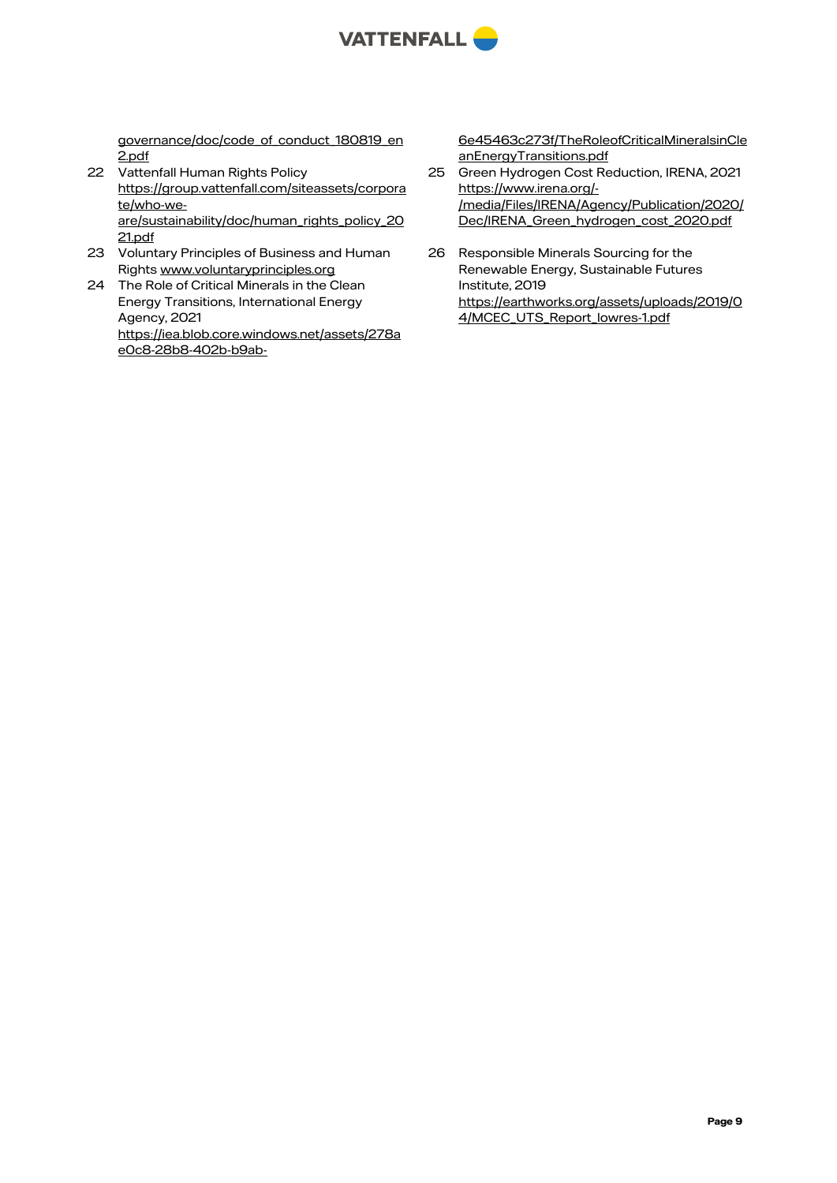governance/doc/code_of_conduct_180819_en2.pdf

22 Vattenfall Human Rights Policy https://group.vattenfall.com/siteassets/corporate/who-we-are/sustainability/doc/human_rights_policy_2021.pdf

23 Voluntary Principles of Business and Human Rights www.voluntaryprinciples.org

24 The Role of Critical Minerals in the Clean Energy Transitions, International Energy Agency, 2021 https://iea.blob.core.windows.net/assets/278ae0c8-28b8-402b-b9ab-6e45463c273f/TheRoleofCriticalMineralsinCleanEnergyTransitions.pdf

25 Green Hydrogen Cost Reduction, IRENA, 2021 https://www.irena.org/-/media/Files/IRENA/Agency/Publication/2020/Dec/IRENA_Green_hydrogen_cost_2020.pdf

26 Responsible Minerals Sourcing for the Renewable Energy, Sustainable Futures Institute, 2019 https://earthworks.org/assets/uploads/2019/04/MCEC_UTS_Report_lowres-1.pdf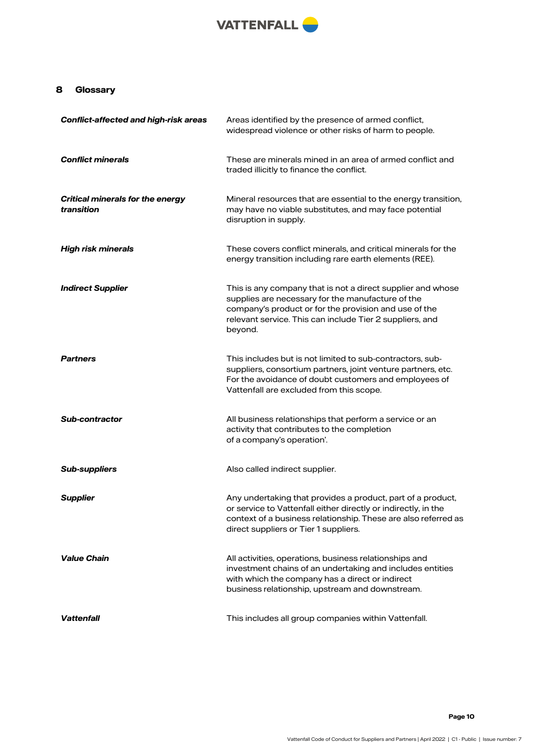## 8 Glossary

| | |
|---|---|
| ***Conflict-affected and high-risk areas*** | Areas identified by the presence of armed conflict, widespread violence or other risks of harm to people. |
| ***Conflict minerals*** | These are minerals mined in an area of armed conflict and traded illicitly to finance the conflict. |
| ***Critical minerals for the energy transition*** | Mineral resources that are essential to the energy transition, may have no viable substitutes, and may face potential disruption in supply. |
| ***High risk minerals*** | These covers conflict minerals, and critical minerals for the energy transition including rare earth elements (REE). |
| ***Indirect Supplier*** | This is any company that is not a direct supplier and whose supplies are necessary for the manufacture of the company's product or for the provision and use of the relevant service. This can include Tier 2 suppliers, and beyond. |
| ***Partners*** | This includes but is not limited to sub-contractors, sub-suppliers, consortium partners, joint venture partners, etc. For the avoidance of doubt customers and employees of Vattenfall are excluded from this scope. |
| ***Sub-contractor*** | All business relationships that perform a service or an activity that contributes to the completion of a company's operation'. |
| ***Sub-suppliers*** | Also called indirect supplier. |
| ***Supplier*** | Any undertaking that provides a product, part of a product, or service to Vattenfall either directly or indirectly, in the context of a business relationship. These are also referred as direct suppliers or Tier 1 suppliers. |
| ***Value Chain*** | All activities, operations, business relationships and investment chains of an undertaking and includes entities with which the company has a direct or indirect business relationship, upstream and downstream. |
| ***Vattenfall*** | This includes all group companies within Vattenfall. |